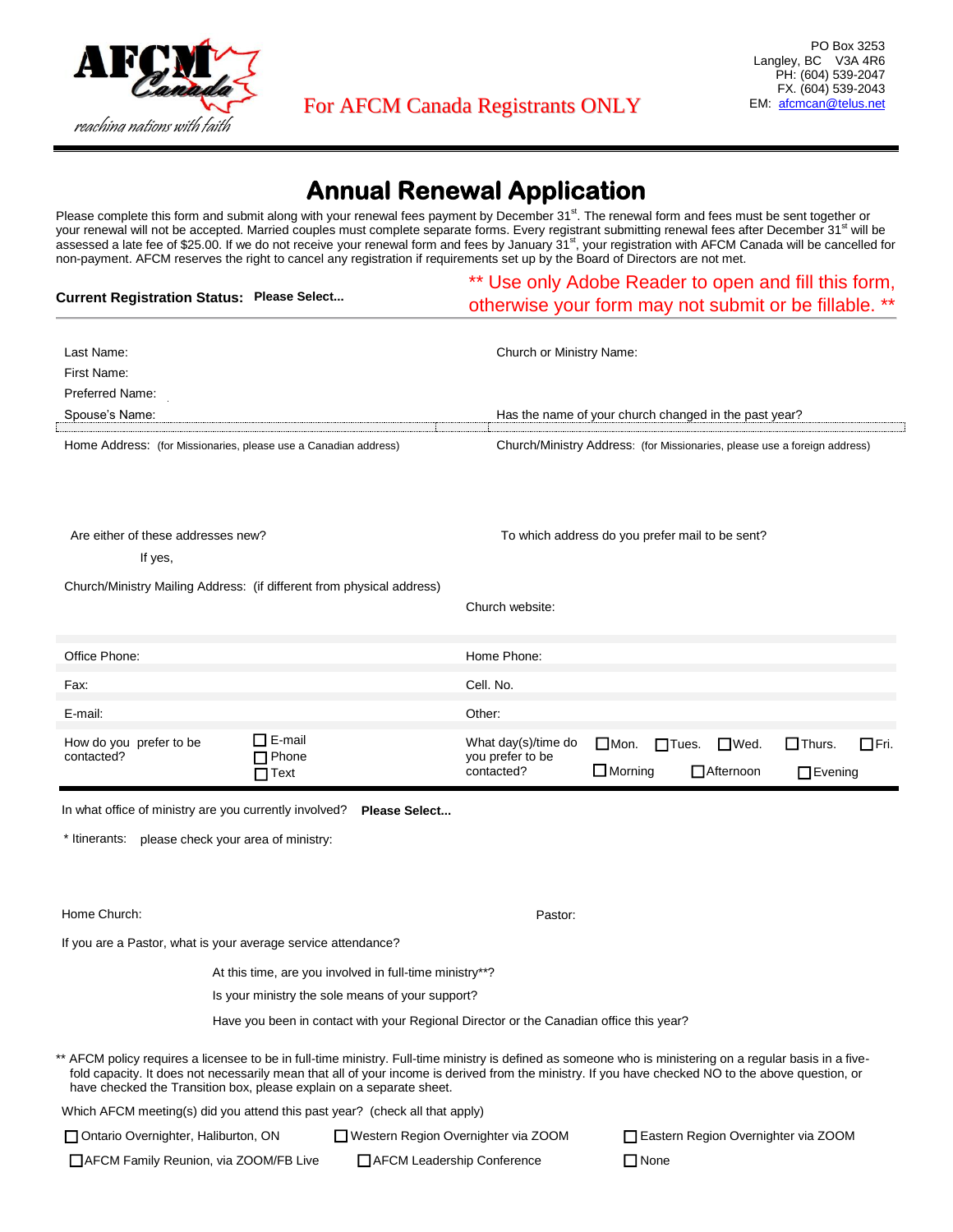AFCM Canada
*reaching nations with faith*

For AFCM Canada Registrants ONLY

PO Box 3253
Langley, BC V3A 4R6
PH: (604) 539-2047
FX. (604) 539-2043
EM: afcmcan@telus.net

# Annual Renewal Application

Please complete this form and submit along with your renewal fees payment by December 31st. The renewal form and fees must be sent together or your renewal will not be accepted. Married couples must complete separate forms. Every registrant submitting renewal fees after December 31st will be assessed a late fee of $25.00. If we do not receive your renewal form and fees by January 31st, your registration with AFCM Canada will be cancelled for non-payment. AFCM reserves the right to cancel any registration if requirements set up by the Board of Directors are not met.

**Current Registration Status:** **Please Select...**

** Use only Adobe Reader to open and fill this form, otherwise your form may not submit or be fillable. **

Last Name:

First Name:

Preferred Name:

Spouse's Name:

Church or Ministry Name:

Has the name of your church changed in the past year?

Home Address: (for Missionaries, please use a Canadian address)

Church/Ministry Address: (for Missionaries, please use a foreign address)

Are either of these addresses new?

If yes,

To which address do you prefer mail to be sent?

Church/Ministry Mailing Address: (if different from physical address)

Church website:

Office Phone:

Home Phone:

Fax:

Cell. No.

E-mail:

Other:

How do you prefer to be contacted? ☐ E-mail ☐ Phone ☐ Text

What day(s)/time do you prefer to be contacted? ☐ Mon. ☐ Tues. ☐ Wed. ☐ Thurs. ☐ Fri. ☐ Morning ☐ Afternoon ☐ Evening

In what office of ministry are you currently involved? **Please Select...**

* Itinerants: please check your area of ministry:

Home Church:

Pastor:

If you are a Pastor, what is your average service attendance?

At this time, are you involved in full-time ministry**?

Is your ministry the sole means of your support?

Have you been in contact with your Regional Director or the Canadian office this year?

** AFCM policy requires a licensee to be in full-time ministry. Full-time ministry is defined as someone who is ministering on a regular basis in a five-fold capacity. It does not necessarily mean that all of your income is derived from the ministry. If you have checked NO to the above question, or have checked the Transition box, please explain on a separate sheet.

Which AFCM meeting(s) did you attend this past year? (check all that apply)

☐ Ontario Overnighter, Haliburton, ON ☐ Western Region Overnighter via ZOOM ☐ Eastern Region Overnighter via ZOOM

☐ AFCM Family Reunion, via ZOOM/FB Live ☐ AFCM Leadership Conference ☐ None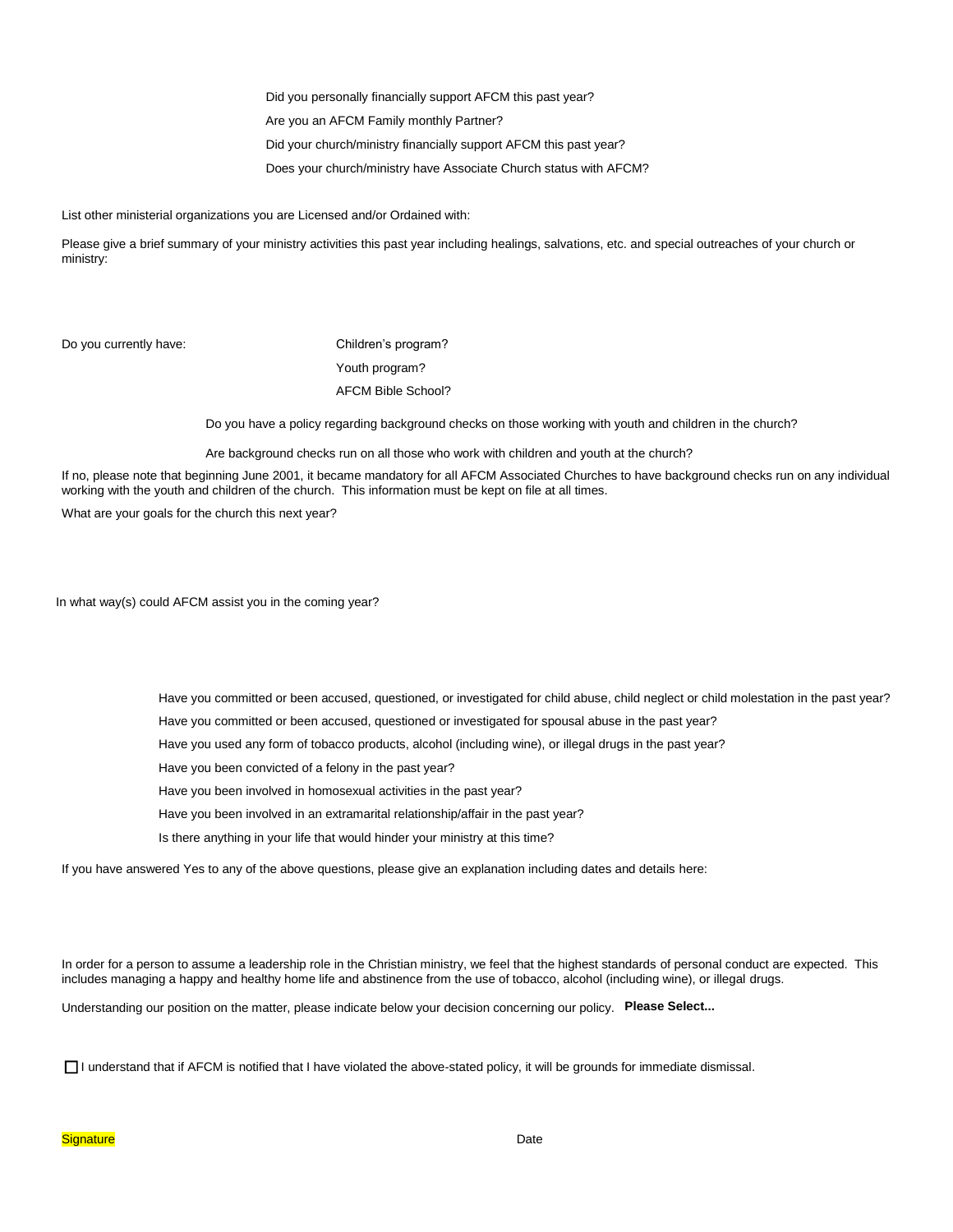Did you personally financially support AFCM this past year?

Are you an AFCM Family monthly Partner?

Did your church/ministry financially support AFCM this past year?

Does your church/ministry have Associate Church status with AFCM?

List other ministerial organizations you are Licensed and/or Ordained with:

Please give a brief summary of your ministry activities this past year including healings, salvations, etc. and special outreaches of your church or ministry:

Do you currently have:

Children's program?

Youth program?

AFCM Bible School?

Do you have a policy regarding background checks on those working with youth and children in the church?

Are background checks run on all those who work with children and youth at the church?

If no, please note that beginning June 2001, it became mandatory for all AFCM Associated Churches to have background checks run on any individual working with the youth and children of the church. This information must be kept on file at all times.

What are your goals for the church this next year?

In what way(s) could AFCM assist you in the coming year?

Have you committed or been accused, questioned, or investigated for child abuse, child neglect or child molestation in the past year?

Have you committed or been accused, questioned or investigated for spousal abuse in the past year?

Have you used any form of tobacco products, alcohol (including wine), or illegal drugs in the past year?

Have you been convicted of a felony in the past year?

Have you been involved in homosexual activities in the past year?

Have you been involved in an extramarital relationship/affair in the past year?

Is there anything in your life that would hinder your ministry at this time?

If you have answered Yes to any of the above questions, please give an explanation including dates and details here:

In order for a person to assume a leadership role in the Christian ministry, we feel that the highest standards of personal conduct are expected. This includes managing a happy and healthy home life and abstinence from the use of tobacco, alcohol (including wine), or illegal drugs.

Understanding our position on the matter, please indicate below your decision concerning our policy. **Please Select...**

☐ I understand that if AFCM is notified that I have violated the above-stated policy, it will be grounds for immediate dismissal.

Signature Date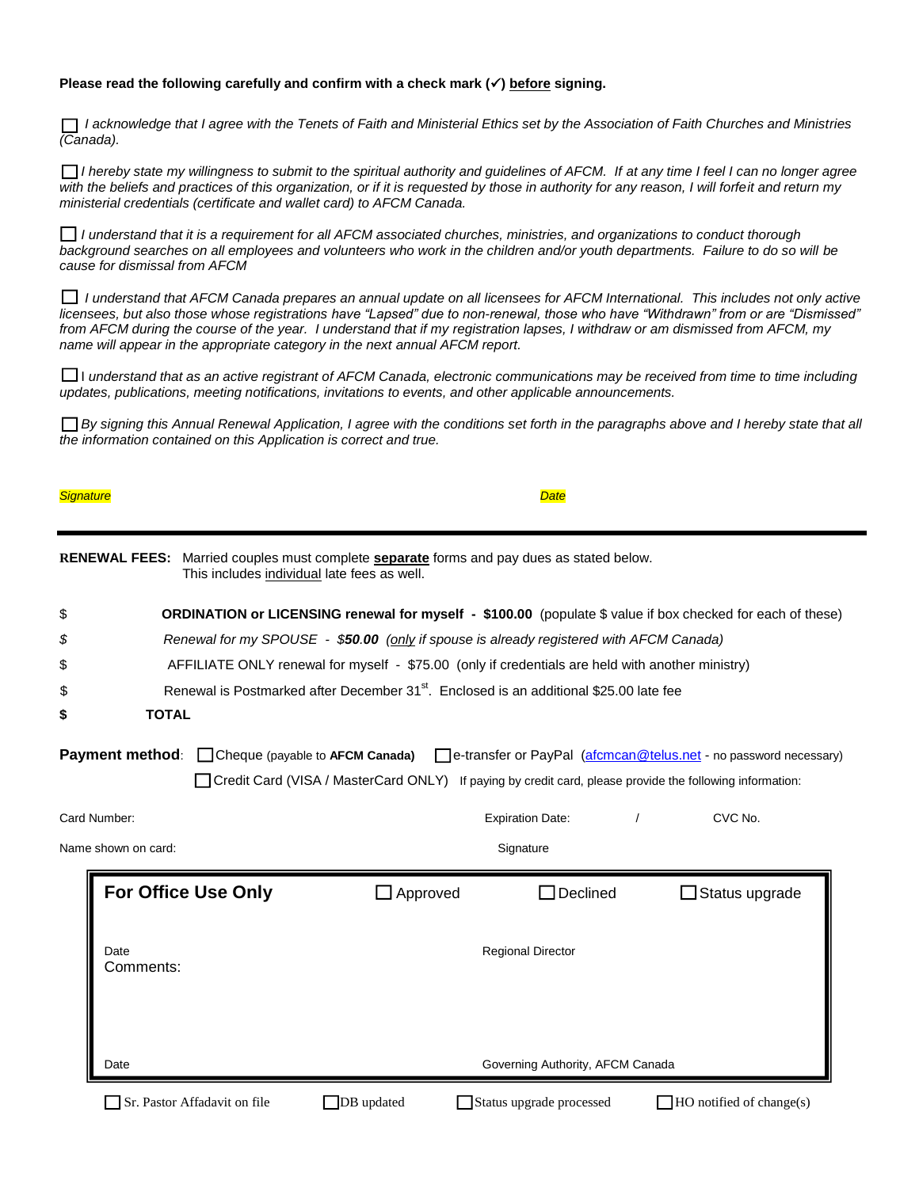**Please read the following carefully and confirm with a check mark (✓) <u>before</u> signing.**

☐ *I acknowledge that I agree with the Tenets of Faith and Ministerial Ethics set by the Association of Faith Churches and Ministries (Canada).*

☐ *I hereby state my willingness to submit to the spiritual authority and guidelines of AFCM. If at any time I feel I can no longer agree with the beliefs and practices of this organization, or if it is requested by those in authority for any reason, I will forfeit and return my ministerial credentials (certificate and wallet card) to AFCM Canada.*

☐ *I understand that it is a requirement for all AFCM associated churches, ministries, and organizations to conduct thorough background searches on all employees and volunteers who work in the children and/or youth departments. Failure to do so will be cause for dismissal from AFCM*

☐ *I understand that AFCM Canada prepares an annual update on all licensees for AFCM International. This includes not only active licensees, but also those whose registrations have "Lapsed" due to non-renewal, those who have "Withdrawn" from or are "Dismissed" from AFCM during the course of the year. I understand that if my registration lapses, I withdraw or am dismissed from AFCM, my name will appear in the appropriate category in the next annual AFCM report.*

☐ I *understand that as an active registrant of AFCM Canada, electronic communications may be received from time to time including updates, publications, meeting notifications, invitations to events, and other applicable announcements.*

☐ *By signing this Annual Renewal Application, I agree with the conditions set forth in the paragraphs above and I hereby state that all the information contained on this Application is correct and true.*

*Signature* *Date*

---

**RENEWAL FEES:** Married couples must complete **<u>separate</u>** forms and pay dues as stated below. This includes <u>individual</u> late fees as well.

$ **ORDINATION or LICENSING renewal for myself - $100.00** (populate $ value if box checked for each of these)

*$ Renewal for my SPOUSE - $**50.00** (<u>only</u> if spouse is already registered with AFCM Canada)*

$ AFFILIATE ONLY renewal for myself - $75.00 (only if credentials are held with another ministry)

$ Renewal is Postmarked after December 31st. Enclosed is an additional $25.00 late fee

**$ TOTAL**

**Payment method**: ☐ Cheque (payable to **AFCM Canada**) ☐ e-transfer or PayPal (afcmcan@telus.net - no password necessary)

☐ Credit Card (VISA / MasterCard ONLY) If paying by credit card, please provide the following information:

Card Number: Expiration Date: / CVC No.

Name shown on card: Signature

**For Office Use Only** ☐ Approved ☐ Declined ☐ Status upgrade

Date Regional Director

Comments:

Date Governing Authority, AFCM Canada

☐ Sr. Pastor Affadavit on file ☐ DB updated ☐ Status upgrade processed ☐ HO notified of change(s)